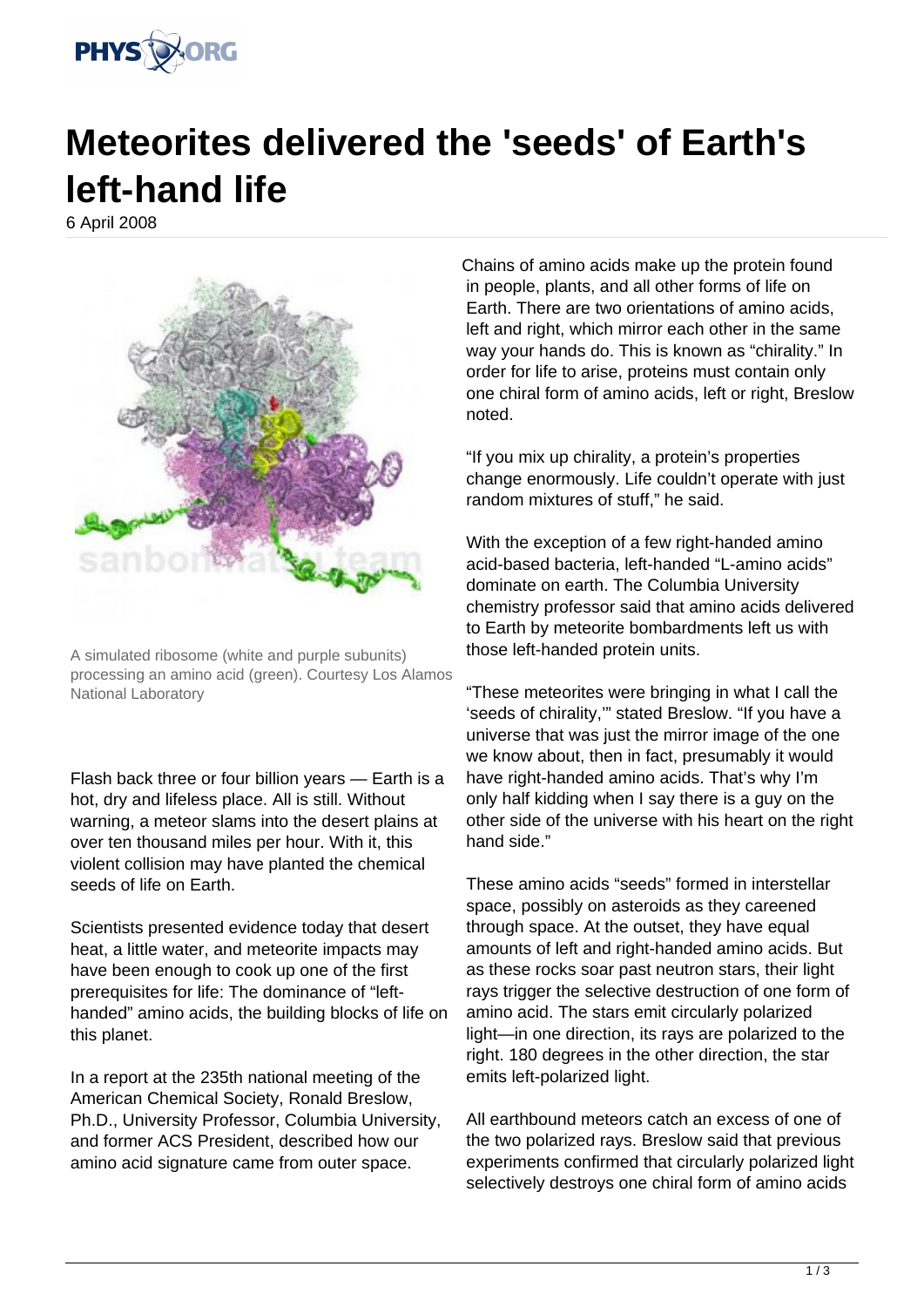# Meteorites delivered the 'seeds' of Earth's left-hand life

6 April 2008

A simulated ribosome (white and purple subunits) processing an amino acid (green). Courtesy Los Alamos National Laboratory

Flash back three or four billion years — Earth is a hot, dry and lifeless place. All is still. Without warning, a meteor slams into the desert plains at over ten thousand miles per hour. With it, this violent collision may have planted the chemical seeds of life on Earth.

Scientists presented evidence today that desert heat, a little water, and meteorite impacts may have been enough to cook up one of the first prerequisites for life: The dominance of "left-handed" amino acids, the building blocks of life on this planet.

In a report at the 235th national meeting of the American Chemical Society, Ronald Breslow, Ph.D., University Professor, Columbia University, and former ACS President, described how our amino acid signature came from outer space.

Chains of amino acids make up the protein found in people, plants, and all other forms of life on Earth. There are two orientations of amino acids, left and right, which mirror each other in the same way your hands do. This is known as "chirality." In order for life to arise, proteins must contain only one chiral form of amino acids, left or right, Breslow noted.

"If you mix up chirality, a protein's properties change enormously. Life couldn't operate with just random mixtures of stuff," he said.

With the exception of a few right-handed amino acid-based bacteria, left-handed "L-amino acids" dominate on earth. The Columbia University chemistry professor said that amino acids delivered to Earth by meteorite bombardments left us with those left-handed protein units.

"These meteorites were bringing in what I call the 'seeds of chirality,'" stated Breslow. "If you have a universe that was just the mirror image of the one we know about, then in fact, presumably it would have right-handed amino acids. That's why I'm only half kidding when I say there is a guy on the other side of the universe with his heart on the right hand side."

These amino acids "seeds" formed in interstellar space, possibly on asteroids as they careened through space. At the outset, they have equal amounts of left and right-handed amino acids. But as these rocks soar past neutron stars, their light rays trigger the selective destruction of one form of amino acid. The stars emit circularly polarized light—in one direction, its rays are polarized to the right. 180 degrees in the other direction, the star emits left-polarized light.

All earthbound meteors catch an excess of one of the two polarized rays. Breslow said that previous experiments confirmed that circularly polarized light selectively destroys one chiral form of amino acids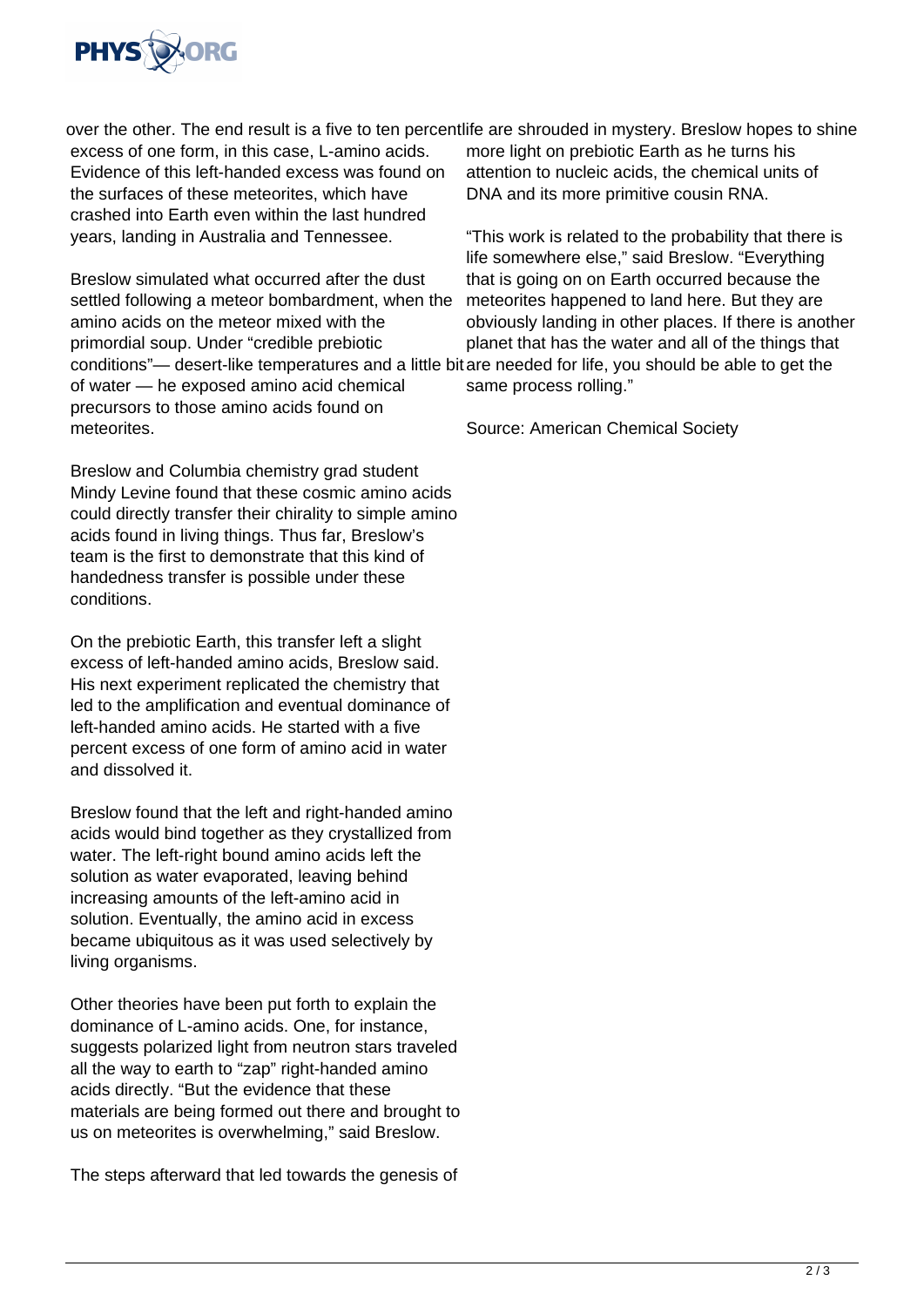over the other. The end result is a five to ten percent excess of one form, in this case, L-amino acids. Evidence of this left-handed excess was found on the surfaces of these meteorites, which have crashed into Earth even within the last hundred years, landing in Australia and Tennessee.

Breslow simulated what occurred after the dust settled following a meteor bombardment, when the amino acids on the meteor mixed with the primordial soup. Under "credible prebiotic conditions"— desert-like temperatures and a little bit of water — he exposed amino acid chemical precursors to those amino acids found on meteorites.

Breslow and Columbia chemistry grad student Mindy Levine found that these cosmic amino acids could directly transfer their chirality to simple amino acids found in living things. Thus far, Breslow's team is the first to demonstrate that this kind of handedness transfer is possible under these conditions.

On the prebiotic Earth, this transfer left a slight excess of left-handed amino acids, Breslow said. His next experiment replicated the chemistry that led to the amplification and eventual dominance of left-handed amino acids. He started with a five percent excess of one form of amino acid in water and dissolved it.

Breslow found that the left and right-handed amino acids would bind together as they crystallized from water. The left-right bound amino acids left the solution as water evaporated, leaving behind increasing amounts of the left-amino acid in solution. Eventually, the amino acid in excess became ubiquitous as it was used selectively by living organisms.

Other theories have been put forth to explain the dominance of L-amino acids. One, for instance, suggests polarized light from neutron stars traveled all the way to earth to "zap" right-handed amino acids directly. "But the evidence that these materials are being formed out there and brought to us on meteorites is overwhelming," said Breslow.

The steps afterward that led towards the genesis of life are shrouded in mystery. Breslow hopes to shine more light on prebiotic Earth as he turns his attention to nucleic acids, the chemical units of DNA and its more primitive cousin RNA.

"This work is related to the probability that there is life somewhere else," said Breslow. "Everything that is going on on Earth occurred because the meteorites happened to land here. But they are obviously landing in other places. If there is another planet that has the water and all of the things that are needed for life, you should be able to get the same process rolling."

Source: American Chemical Society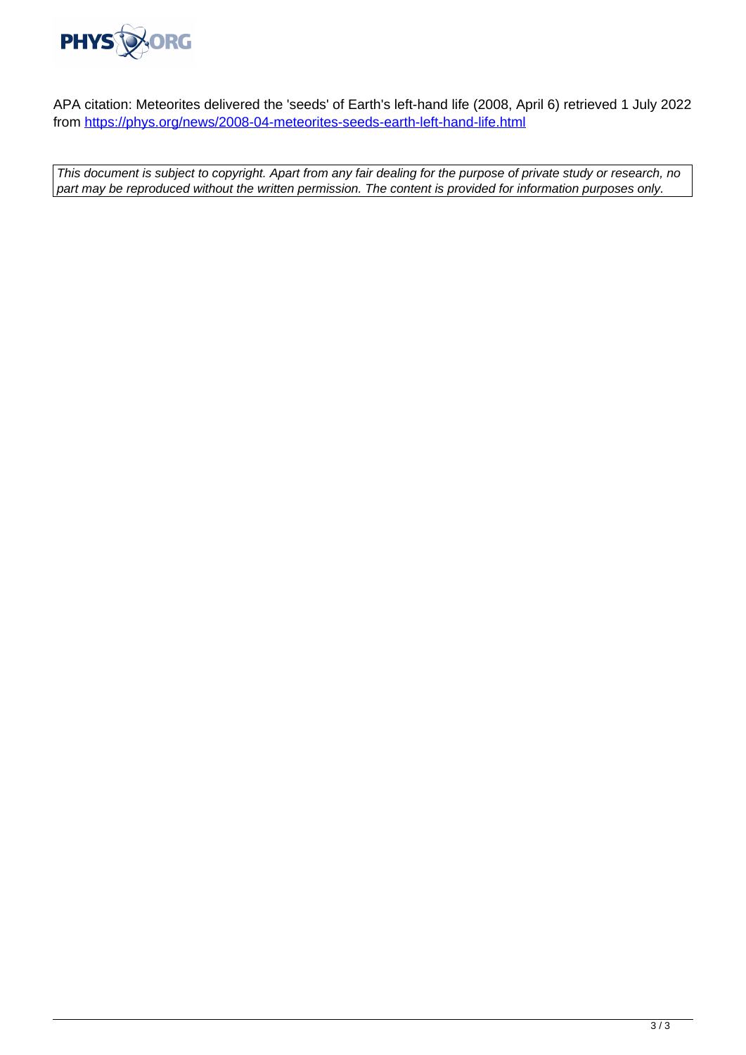APA citation: Meteorites delivered the 'seeds' of Earth's left-hand life (2008, April 6) retrieved 1 July 2022 from https://phys.org/news/2008-04-meteorites-seeds-earth-left-hand-life.html

*This document is subject to copyright. Apart from any fair dealing for the purpose of private study or research, no part may be reproduced without the written permission. The content is provided for information purposes only.*